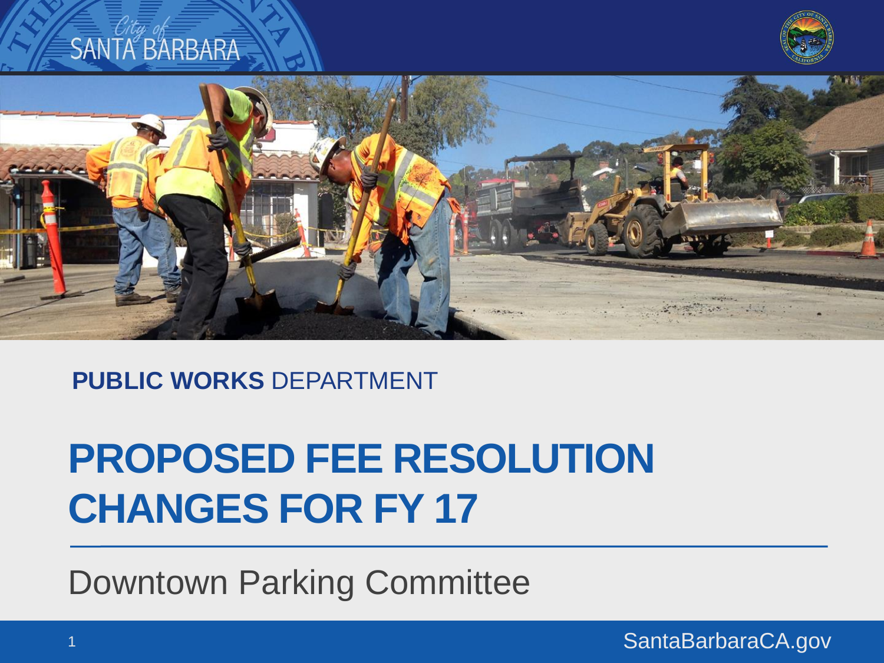PUBLIC WORKS DEPARTMENT

# PROPOSED FEE RESOLUTION CHANGES FOR FY 17

Downtown Parking Committee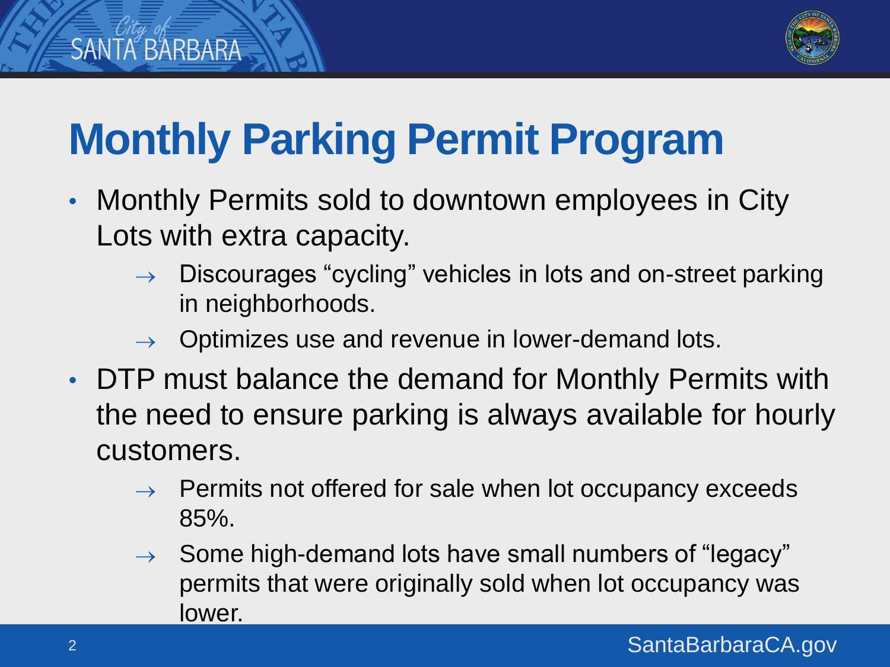# Monthly Parking Permit Program

- Monthly Permits sold to downtown employees in City Lots with extra capacity.
  - → Discourages “cycling” vehicles in lots and on-street parking in neighborhoods.
  - → Optimizes use and revenue in lower-demand lots.
- DTP must balance the demand for Monthly Permits with the need to ensure parking is always available for hourly customers.
  - → Permits not offered for sale when lot occupancy exceeds 85%.
  - → Some high-demand lots have small numbers of “legacy” permits that were originally sold when lot occupancy was lower.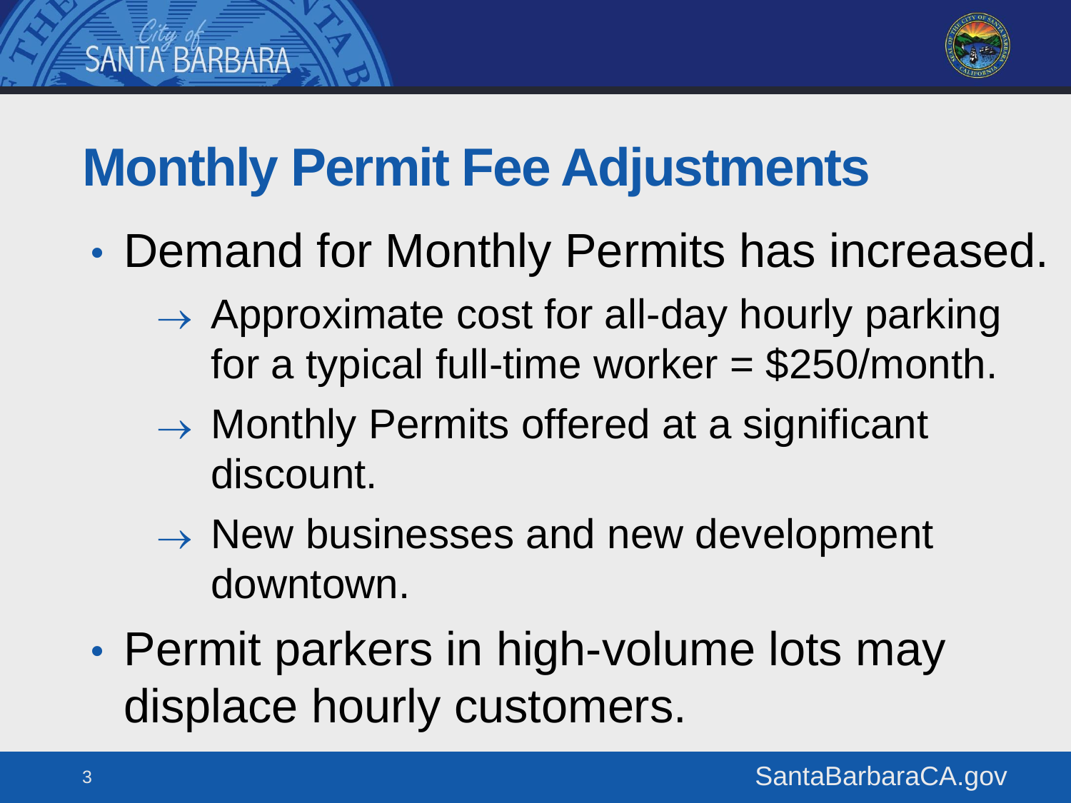# Monthly Permit Fee Adjustments

- Demand for Monthly Permits has increased.
  - → Approximate cost for all-day hourly parking for a typical full-time worker = $250/month.
  - → Monthly Permits offered at a significant discount.
  - → New businesses and new development downtown.
- Permit parkers in high-volume lots may displace hourly customers.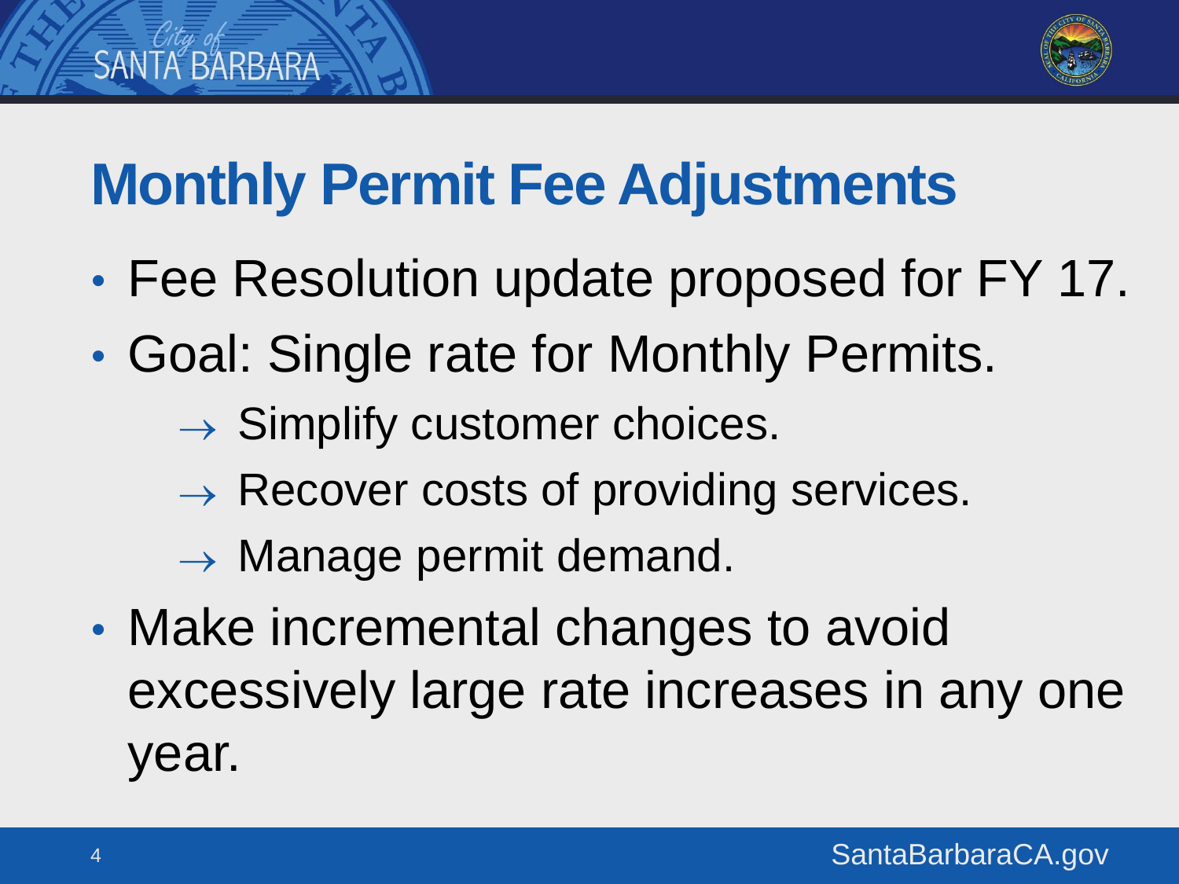# Monthly Permit Fee Adjustments

- Fee Resolution update proposed for FY 17.
- Goal: Single rate for Monthly Permits.
  - → Simplify customer choices.
  - → Recover costs of providing services.
  - → Manage permit demand.
- Make incremental changes to avoid excessively large rate increases in any one year.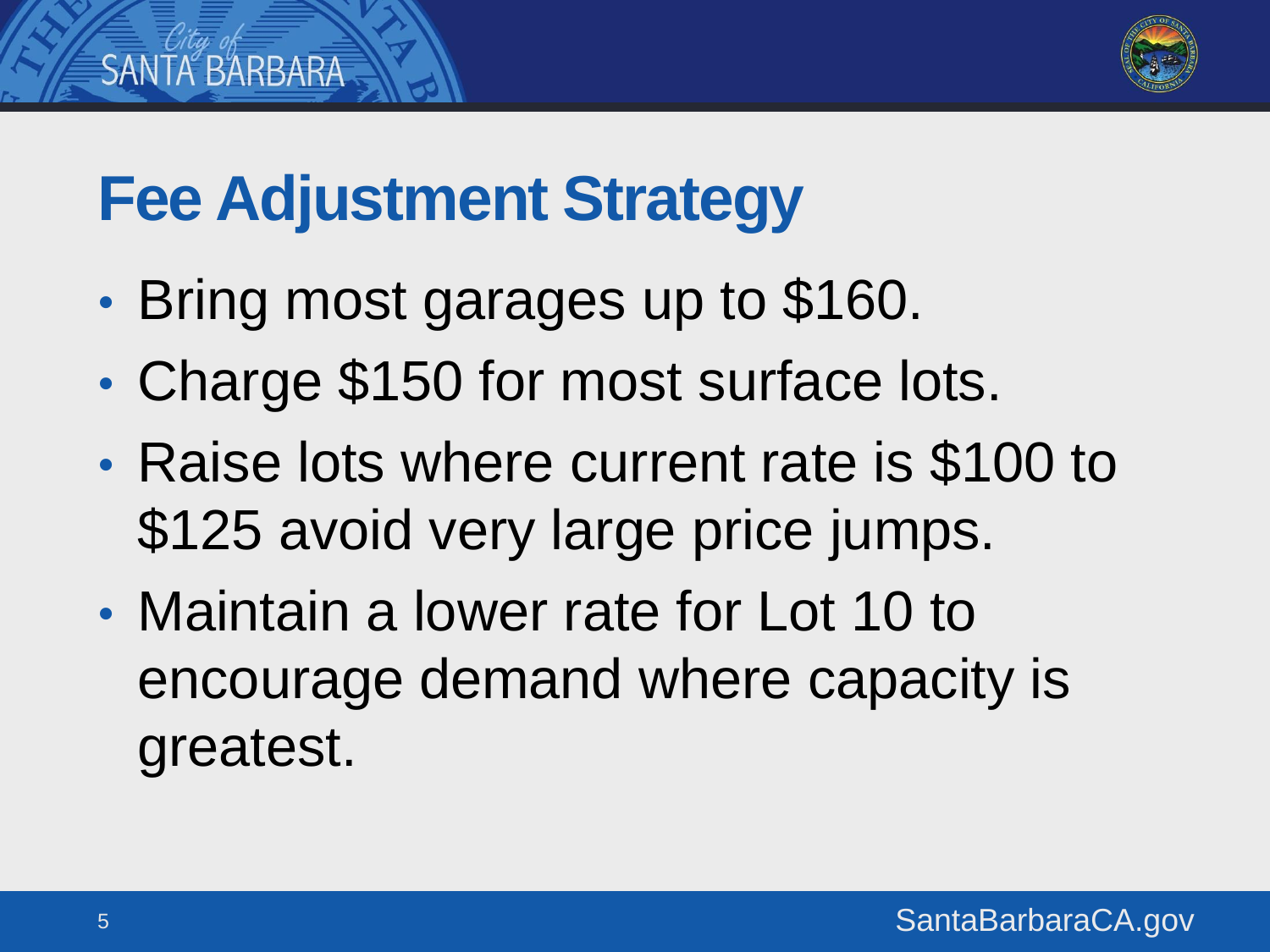# Fee Adjustment Strategy

- Bring most garages up to $160.
- Charge $150 for most surface lots.
- Raise lots where current rate is $100 to $125 avoid very large price jumps.
- Maintain a lower rate for Lot 10 to encourage demand where capacity is greatest.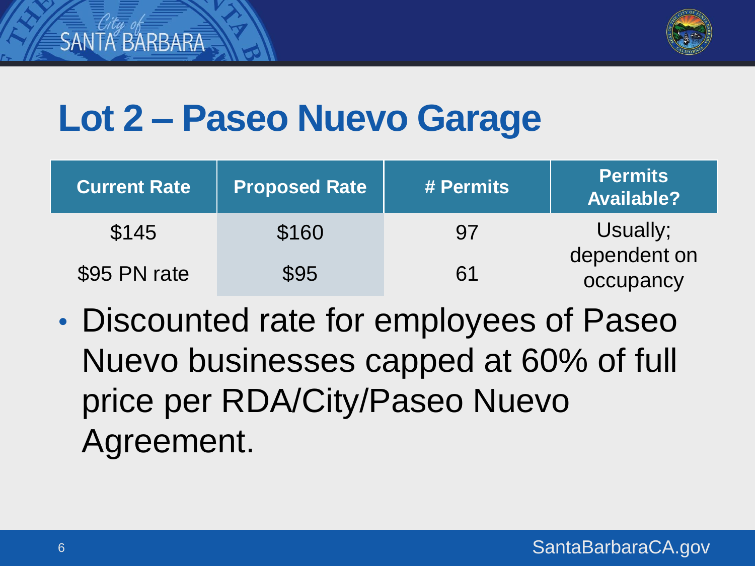# Lot 2 – Paseo Nuevo Garage

| Current Rate | Proposed Rate | # Permits | Permits Available? |
|---|---|---|---|
| $145 | $160 | 97 | Usually; dependent on occupancy |
| $95 PN rate | $95 | 61 | |

- Discounted rate for employees of Paseo Nuevo businesses capped at 60% of full price per RDA/City/Paseo Nuevo Agreement.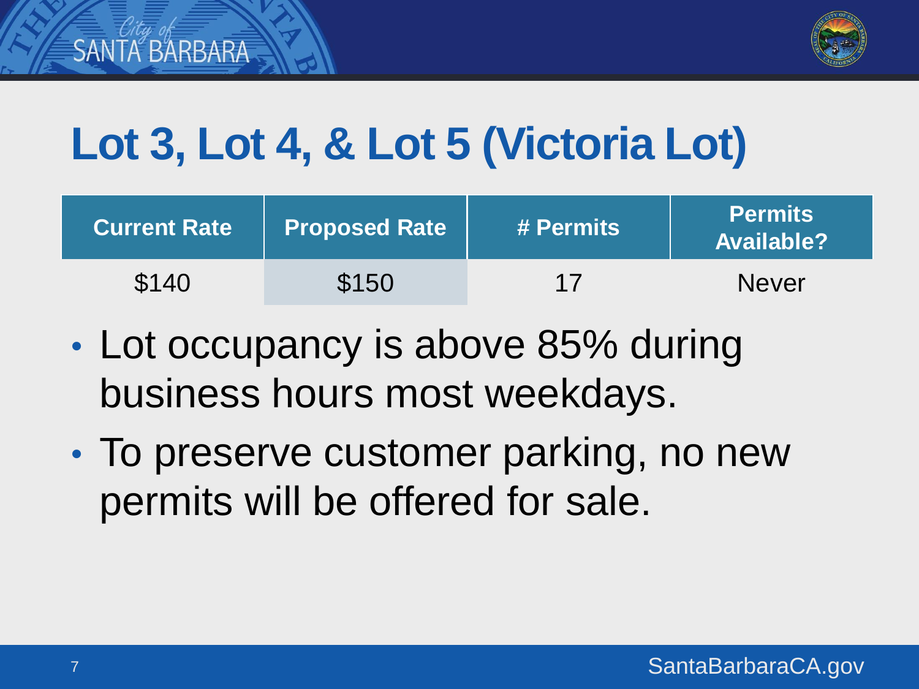# Lot 3, Lot 4, & Lot 5 (Victoria Lot)

| Current Rate | Proposed Rate | # Permits | Permits Available? |
|---|---|---|---|
| $140 | $150 | 17 | Never |

- Lot occupancy is above 85% during business hours most weekdays.
- To preserve customer parking, no new permits will be offered for sale.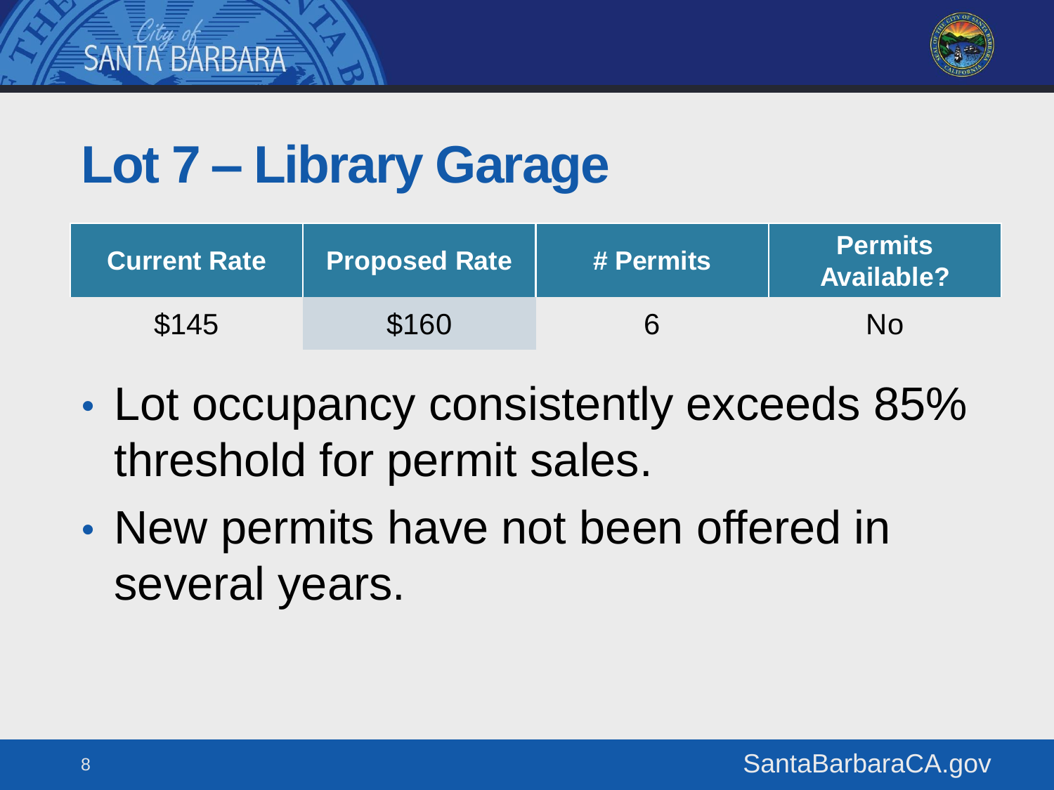# Lot 7 – Library Garage

| Current Rate | Proposed Rate | # Permits | Permits Available? |
| --- | --- | --- | --- |
| $145 | $160 | 6 | No |

- Lot occupancy consistently exceeds 85% threshold for permit sales.
- New permits have not been offered in several years.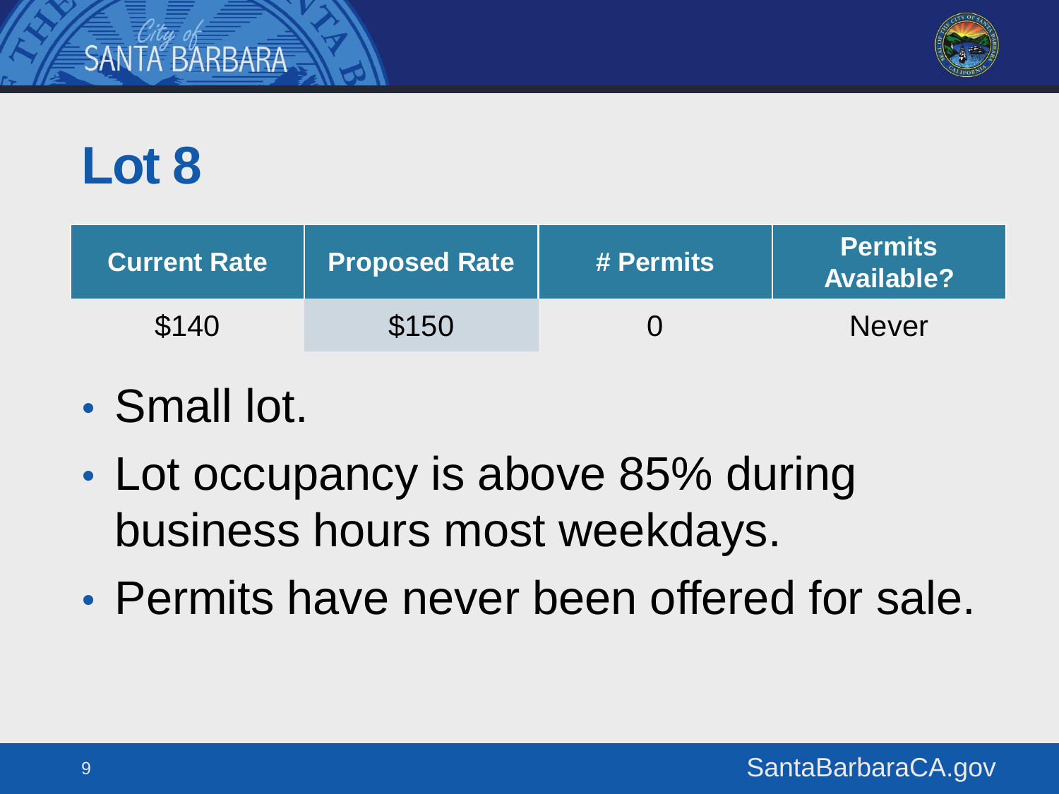# Lot 8

| Current Rate | Proposed Rate | # Permits | Permits Available? |
|---|---|---|---|
| $140 | $150 | 0 | Never |

- Small lot.
- Lot occupancy is above 85% during business hours most weekdays.
- Permits have never been offered for sale.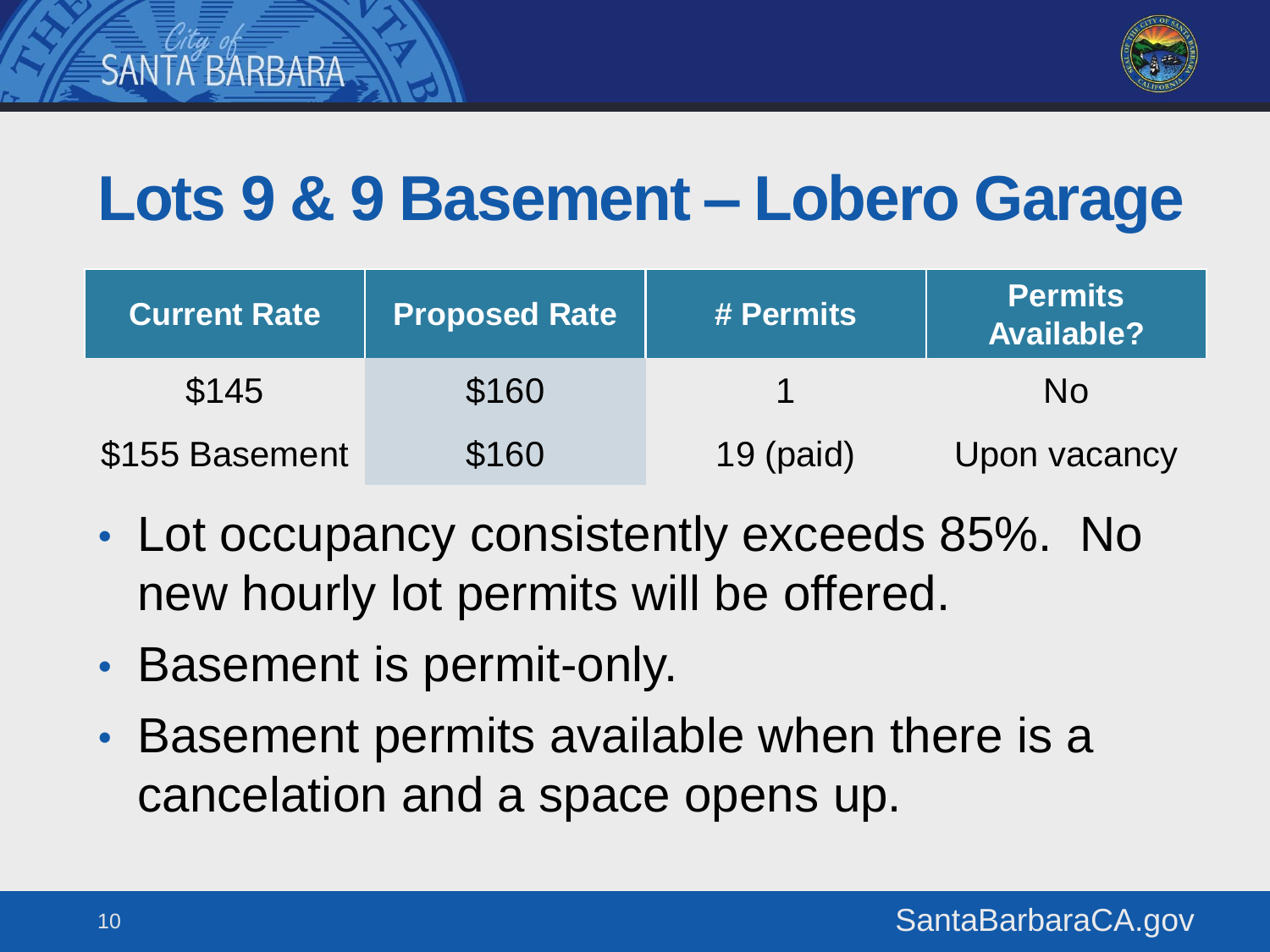# Lots 9 & 9 Basement – Lobero Garage

| Current Rate | Proposed Rate | # Permits | Permits Available? |
|---|---|---|---|
| $145 | $160 | 1 | No |
| $155 Basement | $160 | 19 (paid) | Upon vacancy |

- Lot occupancy consistently exceeds 85%. No new hourly lot permits will be offered.
- Basement is permit-only.
- Basement permits available when there is a cancelation and a space opens up.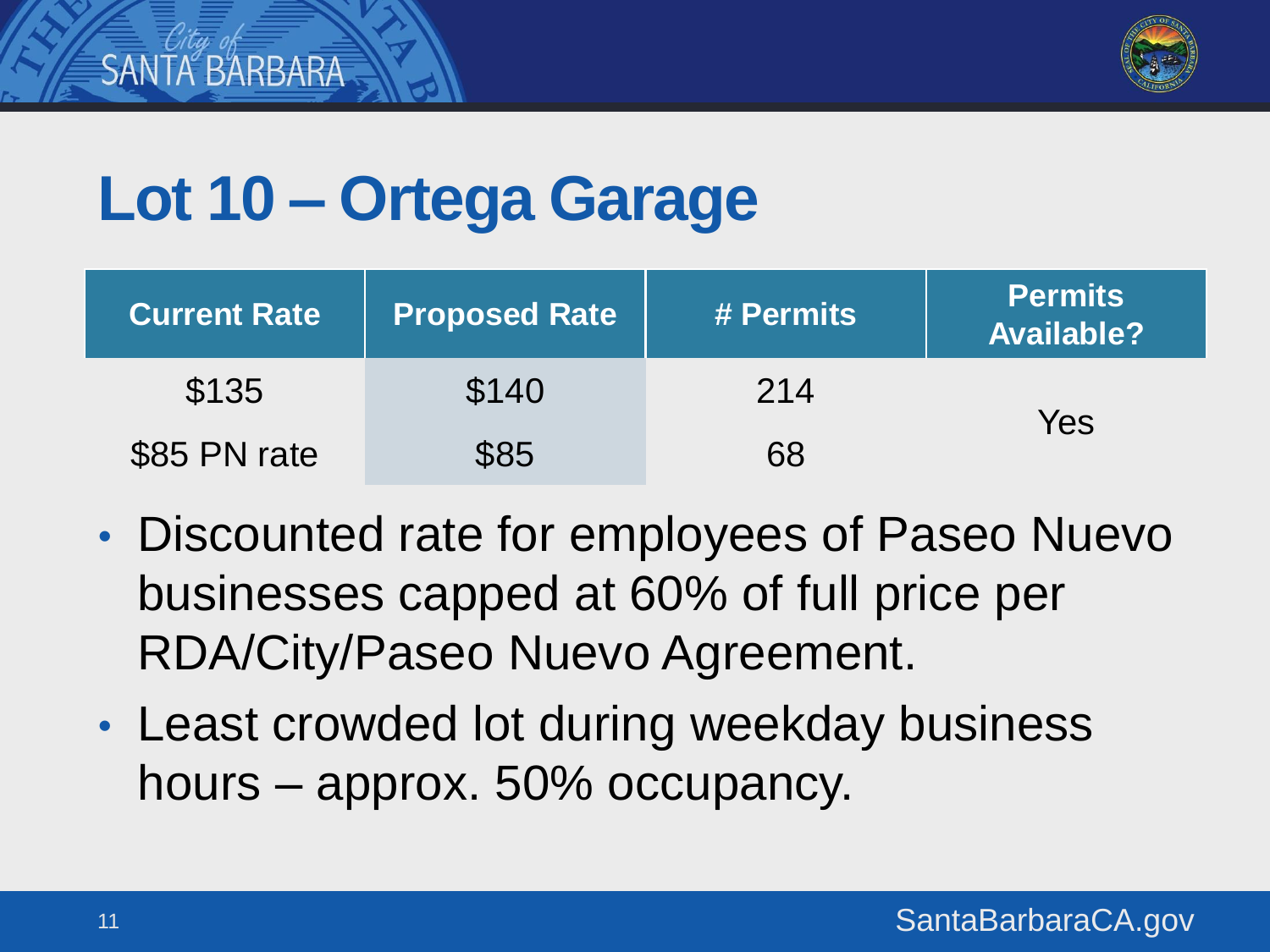# Lot 10 – Ortega Garage

| Current Rate | Proposed Rate | # Permits | Permits Available? |
|---|---|---|---|
| $135 | $140 | 214 | Yes |
| $85 PN rate | $85 | 68 | |

- Discounted rate for employees of Paseo Nuevo businesses capped at 60% of full price per RDA/City/Paseo Nuevo Agreement.
- Least crowded lot during weekday business hours – approx. 50% occupancy.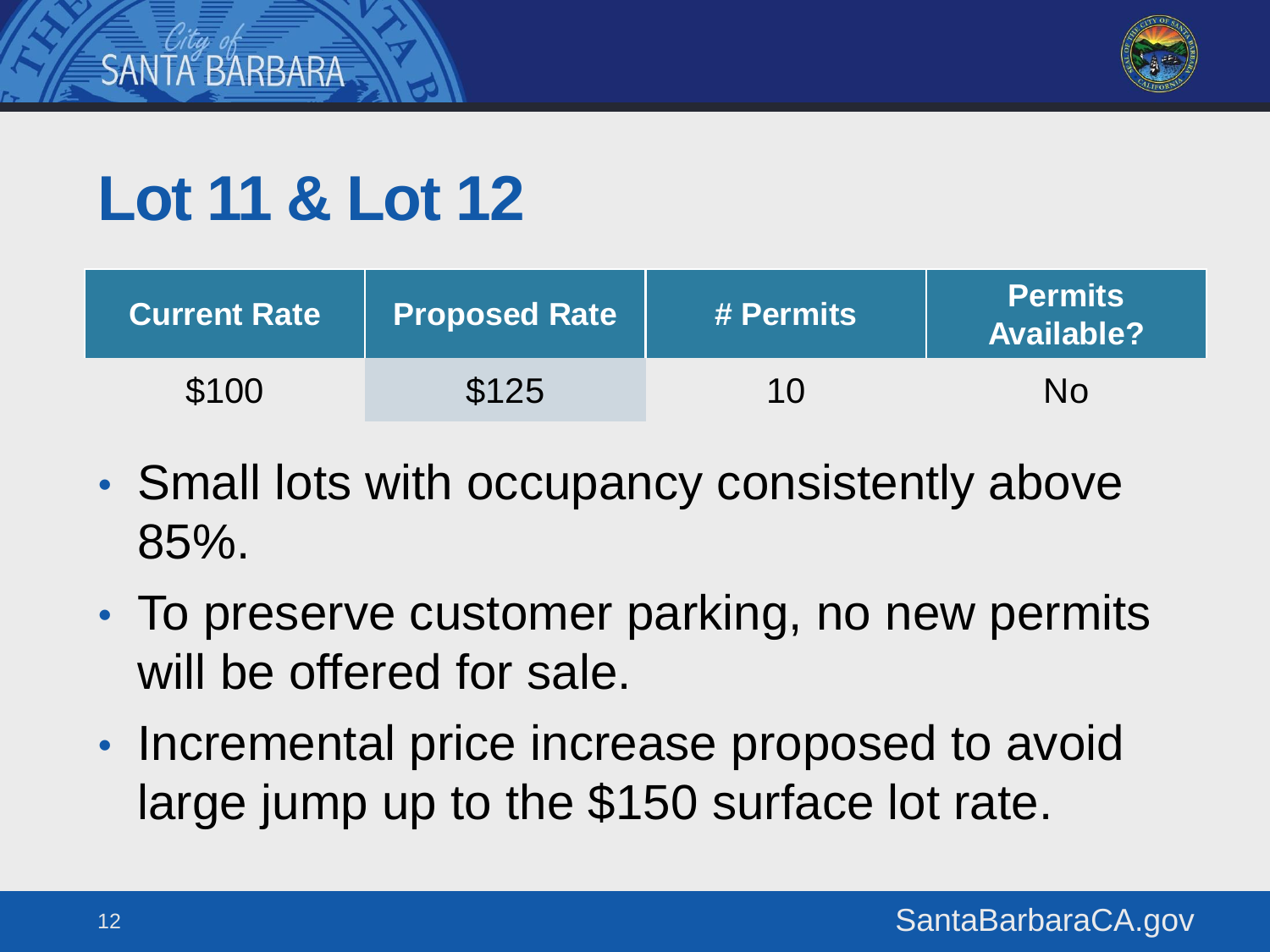# Lot 11 & Lot 12

| Current Rate | Proposed Rate | # Permits | Permits Available? |
| --- | --- | --- | --- |
| $100 | $125 | 10 | No |

- Small lots with occupancy consistently above 85%.
- To preserve customer parking, no new permits will be offered for sale.
- Incremental price increase proposed to avoid large jump up to the $150 surface lot rate.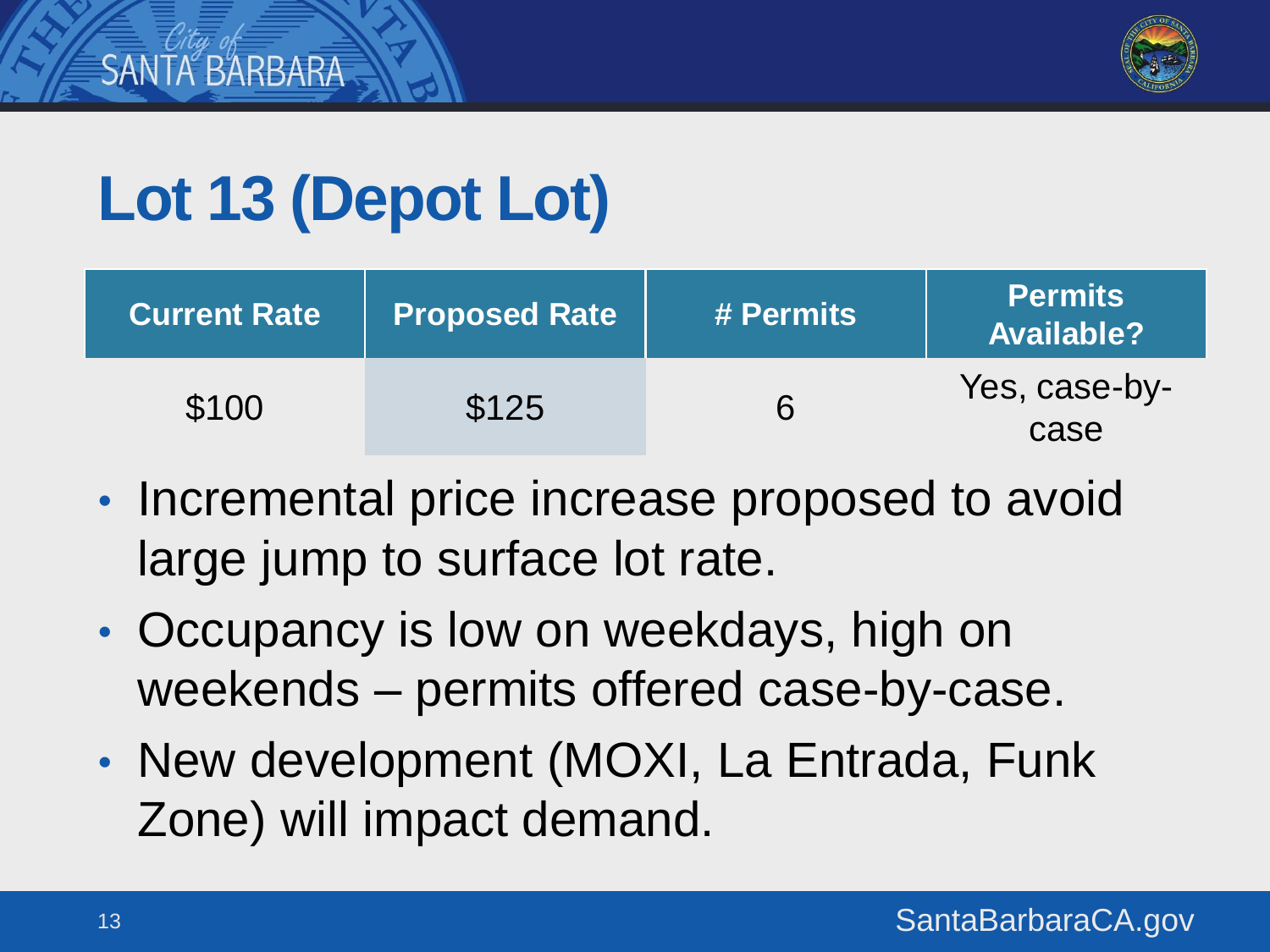# Lot 13 (Depot Lot)

| Current Rate | Proposed Rate | # Permits | Permits Available? |
|---|---|---|---|
| $100 | $125 | 6 | Yes, case-by-case |

- Incremental price increase proposed to avoid large jump to surface lot rate.
- Occupancy is low on weekdays, high on weekends – permits offered case-by-case.
- New development (MOXI, La Entrada, Funk Zone) will impact demand.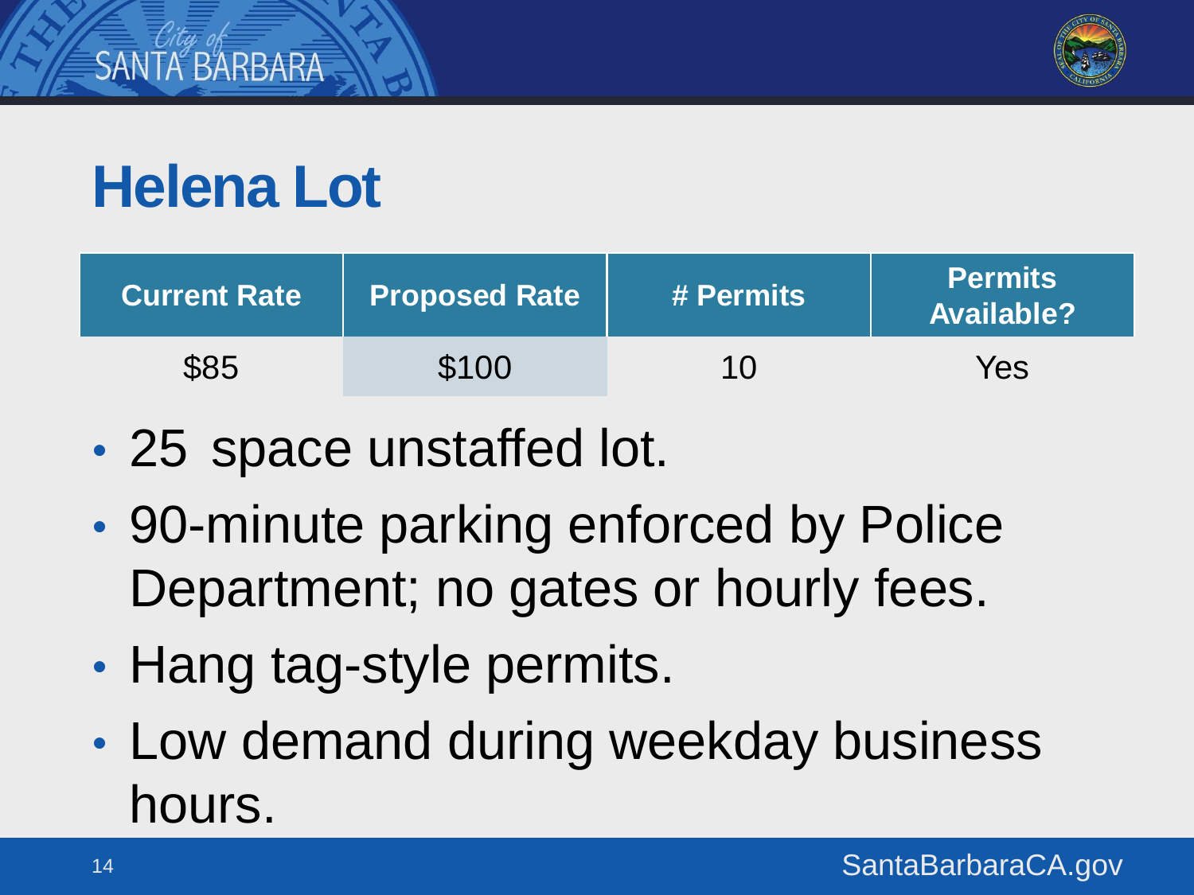# Helena Lot

| Current Rate | Proposed Rate | # Permits | Permits Available? |
|---|---|---|---|
| $85 | $100 | 10 | Yes |

- 25 space unstaffed lot.
- 90-minute parking enforced by Police Department; no gates or hourly fees.
- Hang tag-style permits.
- Low demand during weekday business hours.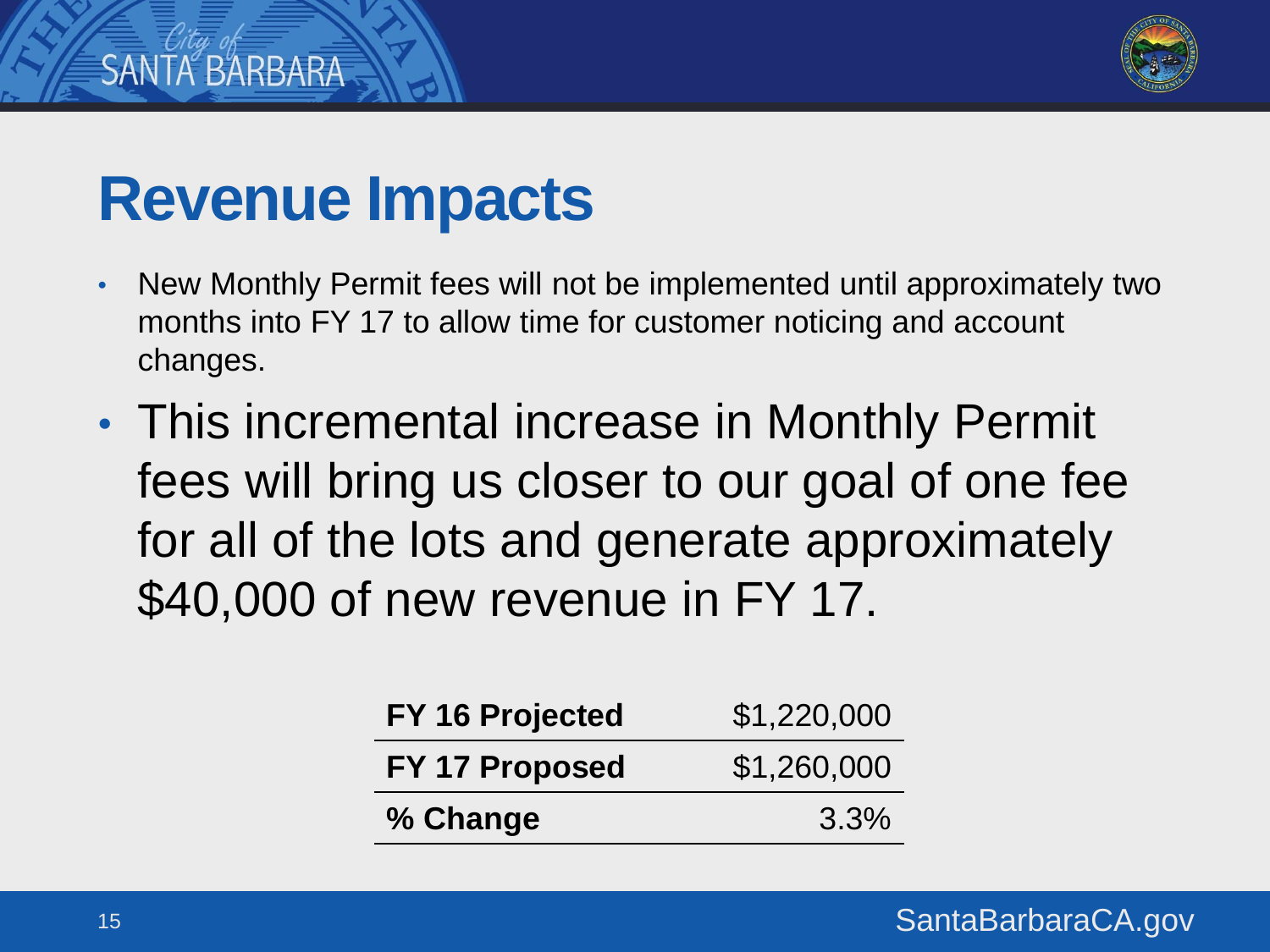# Revenue Impacts

- New Monthly Permit fees will not be implemented until approximately two months into FY 17 to allow time for customer noticing and account changes.
- This incremental increase in Monthly Permit fees will bring us closer to our goal of one fee for all of the lots and generate approximately $40,000 of new revenue in FY 17.

| | |
|---|---|
| **FY 16 Projected** | $1,220,000 |
| **FY 17 Proposed** | $1,260,000 |
| **% Change** | 3.3% |